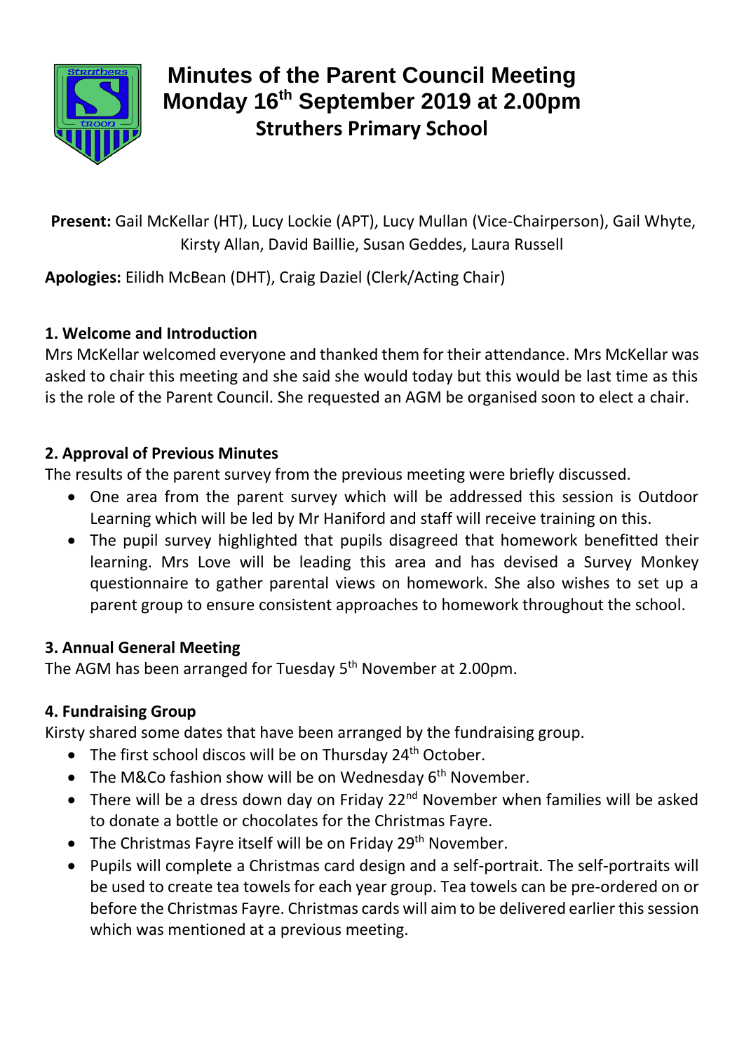# Minutes of the Parent Council Meeting
# Monday 16th September 2019 at 2.00pm
## Struthers Primary School

**Present:** Gail McKellar (HT), Lucy Lockie (APT), Lucy Mullan (Vice-Chairperson), Gail Whyte, Kirsty Allan, David Baillie, Susan Geddes, Laura Russell

**Apologies:** Eilidh McBean (DHT), Craig Daziel (Clerk/Acting Chair)

### 1. Welcome and Introduction

Mrs McKellar welcomed everyone and thanked them for their attendance. Mrs McKellar was asked to chair this meeting and she said she would today but this would be last time as this is the role of the Parent Council. She requested an AGM be organised soon to elect a chair.

### 2. Approval of Previous Minutes

The results of the parent survey from the previous meeting were briefly discussed.

- One area from the parent survey which will be addressed this session is Outdoor Learning which will be led by Mr Haniford and staff will receive training on this.
- The pupil survey highlighted that pupils disagreed that homework benefitted their learning. Mrs Love will be leading this area and has devised a Survey Monkey questionnaire to gather parental views on homework. She also wishes to set up a parent group to ensure consistent approaches to homework throughout the school.

### 3. Annual General Meeting

The AGM has been arranged for Tuesday 5th November at 2.00pm.

### 4. Fundraising Group

Kirsty shared some dates that have been arranged by the fundraising group.

- The first school discos will be on Thursday 24th October.
- The M&Co fashion show will be on Wednesday 6th November.
- There will be a dress down day on Friday 22nd November when families will be asked to donate a bottle or chocolates for the Christmas Fayre.
- The Christmas Fayre itself will be on Friday 29th November.
- Pupils will complete a Christmas card design and a self-portrait. The self-portraits will be used to create tea towels for each year group. Tea towels can be pre-ordered on or before the Christmas Fayre. Christmas cards will aim to be delivered earlier this session which was mentioned at a previous meeting.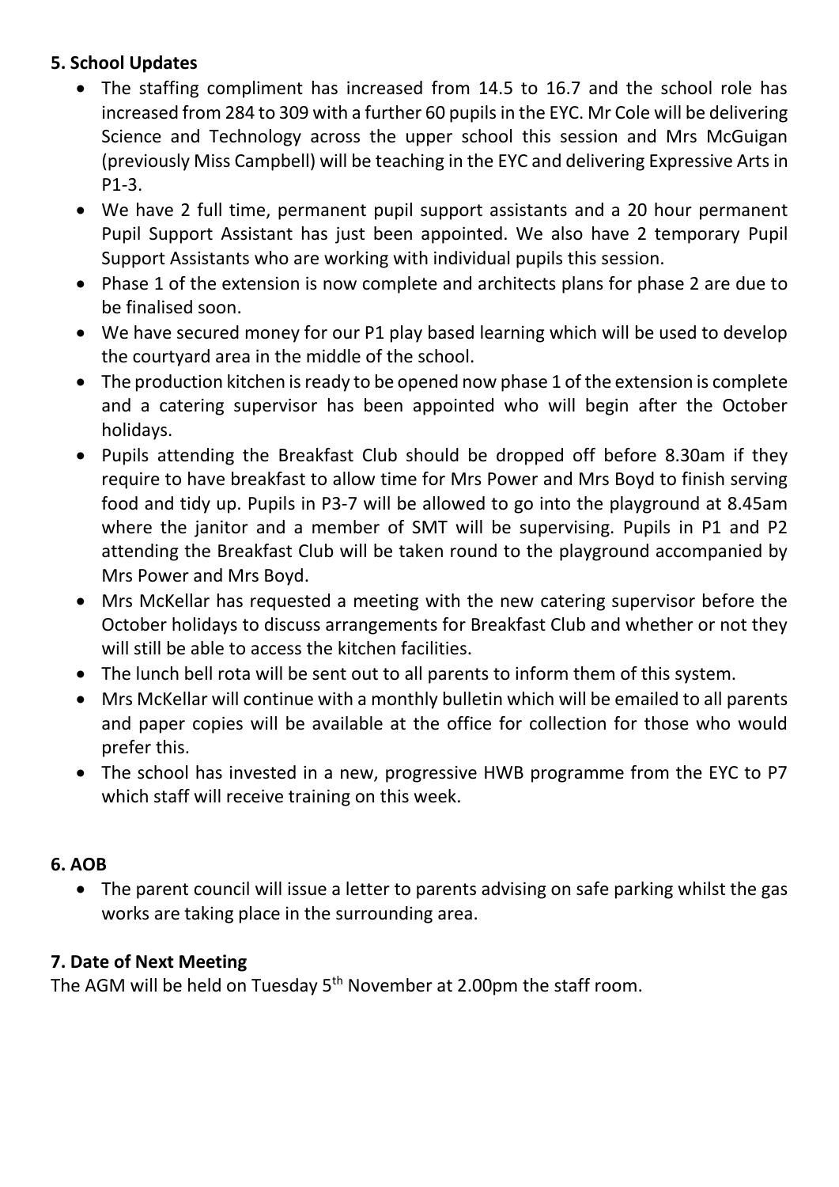## 5. School Updates

- The staffing compliment has increased from 14.5 to 16.7 and the school role has increased from 284 to 309 with a further 60 pupils in the EYC. Mr Cole will be delivering Science and Technology across the upper school this session and Mrs McGuigan (previously Miss Campbell) will be teaching in the EYC and delivering Expressive Arts in P1-3.
- We have 2 full time, permanent pupil support assistants and a 20 hour permanent Pupil Support Assistant has just been appointed. We also have 2 temporary Pupil Support Assistants who are working with individual pupils this session.
- Phase 1 of the extension is now complete and architects plans for phase 2 are due to be finalised soon.
- We have secured money for our P1 play based learning which will be used to develop the courtyard area in the middle of the school.
- The production kitchen is ready to be opened now phase 1 of the extension is complete and a catering supervisor has been appointed who will begin after the October holidays.
- Pupils attending the Breakfast Club should be dropped off before 8.30am if they require to have breakfast to allow time for Mrs Power and Mrs Boyd to finish serving food and tidy up. Pupils in P3-7 will be allowed to go into the playground at 8.45am where the janitor and a member of SMT will be supervising. Pupils in P1 and P2 attending the Breakfast Club will be taken round to the playground accompanied by Mrs Power and Mrs Boyd.
- Mrs McKellar has requested a meeting with the new catering supervisor before the October holidays to discuss arrangements for Breakfast Club and whether or not they will still be able to access the kitchen facilities.
- The lunch bell rota will be sent out to all parents to inform them of this system.
- Mrs McKellar will continue with a monthly bulletin which will be emailed to all parents and paper copies will be available at the office for collection for those who would prefer this.
- The school has invested in a new, progressive HWB programme from the EYC to P7 which staff will receive training on this week.

## 6. AOB

- The parent council will issue a letter to parents advising on safe parking whilst the gas works are taking place in the surrounding area.

## 7. Date of Next Meeting

The AGM will be held on Tuesday 5th November at 2.00pm the staff room.